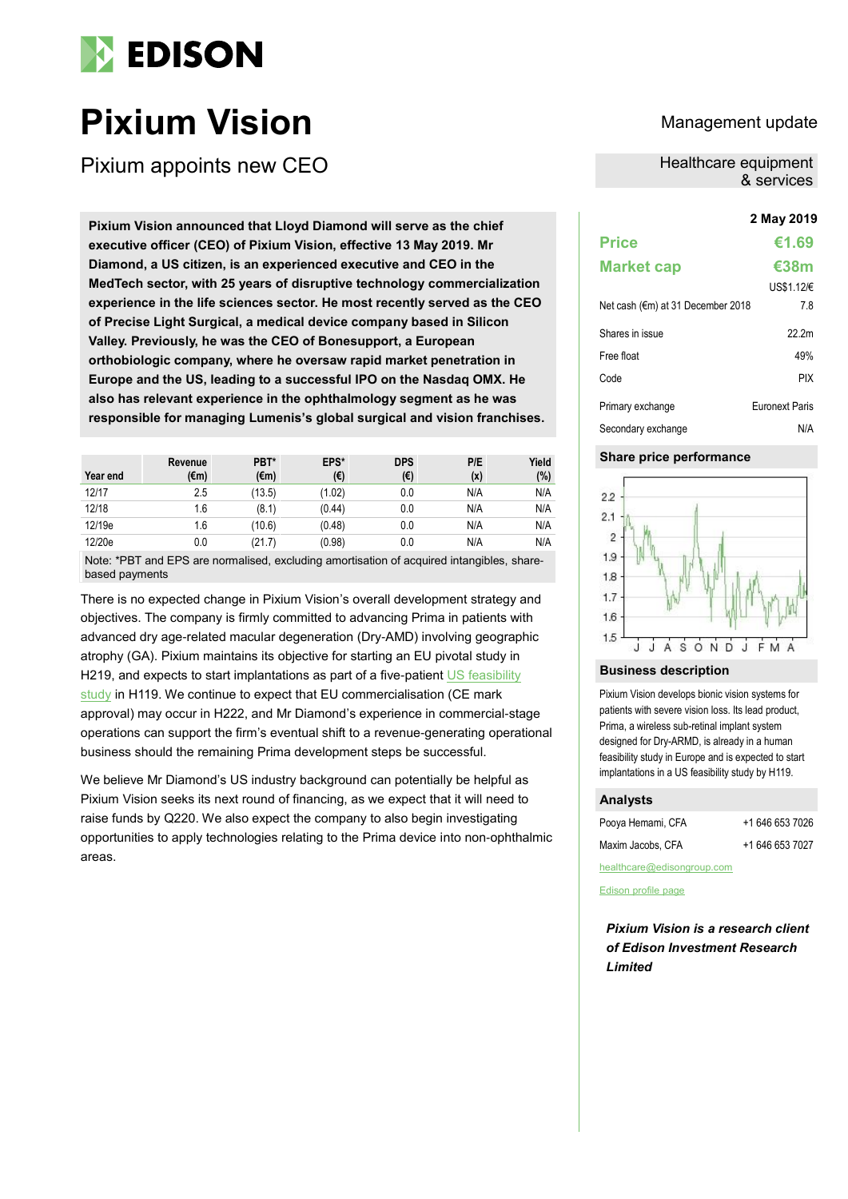# Pixium Vision

## Pixium appoints new CEO

Management update

Healthcare equipment & services

**Pixium Vision announced that Lloyd Diamond will serve as the chief executive officer (CEO) of Pixium Vision, effective 13 May 2019. Mr Diamond, a US citizen, is an experienced executive and CEO in the MedTech sector, with 25 years of disruptive technology commercialization experience in the life sciences sector. He most recently served as the CEO of Precise Light Surgical, a medical device company based in Silicon Valley. Previously, he was the CEO of Bonesupport, a European orthobiologic company, where he oversaw rapid market penetration in Europe and the US, leading to a successful IPO on the Nasdaq OMX. He also has relevant experience in the ophthalmology segment as he was responsible for managing Lumenis's global surgical and vision franchises.**

| Year end | Revenue (€m) | PBT* (€m) | EPS* (€) | DPS (€) | P/E (x) | Yield (%) |
|---|---|---|---|---|---|---|
| 12/17 | 2.5 | (13.5) | (1.02) | 0.0 | N/A | N/A |
| 12/18 | 1.6 | (8.1) | (0.44) | 0.0 | N/A | N/A |
| 12/19e | 1.6 | (10.6) | (0.48) | 0.0 | N/A | N/A |
| 12/20e | 0.0 | (21.7) | (0.98) | 0.0 | N/A | N/A |

Note: *PBT and EPS are normalised, excluding amortisation of acquired intangibles, share-based payments

There is no expected change in Pixium Vision's overall development strategy and objectives. The company is firmly committed to advancing Prima in patients with advanced dry age-related macular degeneration (Dry-AMD) involving geographic atrophy (GA). Pixium maintains its objective for starting an EU pivotal study in H219, and expects to start implantations as part of a five-patient US feasibility study in H119. We continue to expect that EU commercialisation (CE mark approval) may occur in H222, and Mr Diamond's experience in commercial-stage operations can support the firm's eventual shift to a revenue-generating operational business should the remaining Prima development steps be successful.

We believe Mr Diamond's US industry background can potentially be helpful as Pixium Vision seeks its next round of financing, as we expect that it will need to raise funds by Q220. We also expect the company to also begin investigating opportunities to apply technologies relating to the Prima device into non-ophthalmic areas.

**2 May 2019**

| | |
|---|---|
| **Price** | **€1.69** |
| **Market cap** | **€38m** |
| | US$1.12/€ |
| Net cash (€m) at 31 December 2018 | 7.8 |
| Shares in issue | 22.2m |
| Free float | 49% |
| Code | PIX |
| Primary exchange | Euronext Paris |
| Secondary exchange | N/A |

### Share price performance

### Business description

Pixium Vision develops bionic vision systems for patients with severe vision loss. Its lead product, Prima, a wireless sub-retinal implant system designed for Dry-ARMD, is already in a human feasibility study in Europe and is expected to start implantations in a US feasibility study by H119.

### Analysts

Pooya Hemami, CFA +1 646 653 7026

Maxim Jacobs, CFA +1 646 653 7027

healthcare@edisongroup.com

Edison profile page

***Pixium Vision is a research client of Edison Investment Research Limited***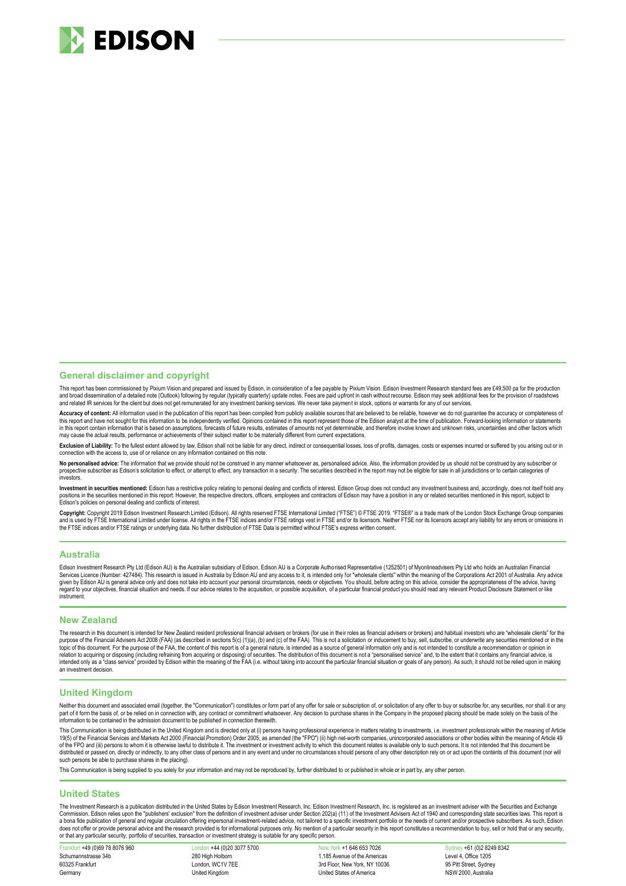## General disclaimer and copyright

This report has been commissioned by Pixium Vision and prepared and issued by Edison, in consideration of a fee payable by Pixium Vision. Edison Investment Research standard fees are £49,500 pa for the production and broad dissemination of a detailed note (Outlook) following by regular (typically quarterly) update notes. Fees are paid upfront in cash without recourse. Edison may seek additional fees for the provision of roadshows and related IR services for the client but does not get remunerated for any investment banking services. We never take payment in stock, options or warrants for any of our services.

**Accuracy of content:** All information used in the publication of this report has been compiled from publicly available sources that are believed to be reliable, however we do not guarantee the accuracy or completeness of this report and have not sought for this information to be independently verified. Opinions contained in this report represent those of the Edison analyst at the time of publication. Forward-looking information or statements in this report contain information that is based on assumptions, forecasts of future results, estimates of amounts not yet determinable, and therefore involve known and unknown risks, uncertainties and other factors which may cause the actual results, performance or achievements of their subject matter to be materially different from current expectations.

**Exclusion of Liability:** To the fullest extent allowed by law, Edison shall not be liable for any direct, indirect or consequential losses, loss of profits, damages, costs or expenses incurred or suffered by you arising out or in connection with the access to, use of or reliance on any information contained on this note.

**No personalised advice:** The information that we provide should not be construed in any manner whatsoever as, personalised advice. Also, the information provided by us should not be construed by any subscriber or prospective subscriber as Edison's solicitation to effect, or attempt to effect, any transaction in a security. The securities described in the report may not be eligible for sale in all jurisdictions or to certain categories of investors.

**Investment in securities mentioned:** Edison has a restrictive policy relating to personal dealing and conflicts of interest. Edison Group does not conduct any investment business and, accordingly, does not itself hold any positions in the securities mentioned in this report. However, the respective directors, officers, employees and contractors of Edison may have a position in any or related securities mentioned in this report, subject to Edison's policies on personal dealing and conflicts of interest.

**Copyright:** Copyright 2019 Edison Investment Research Limited (Edison). All rights reserved FTSE International Limited ("FTSE") © FTSE 2019. "FTSE®" is a trade mark of the London Stock Exchange Group companies and is used by FTSE International Limited under license. All rights in the FTSE indices and/or FTSE ratings vest in FTSE and/or its licensors. Neither FTSE nor its licensors accept any liability for any errors or omissions in the FTSE indices and/or FTSE ratings or underlying data. No further distribution of FTSE Data is permitted without FTSE's express written consent.

## Australia

Edison Investment Research Pty Ltd (Edison AU) is the Australian subsidiary of Edison. Edison AU is a Corporate Authorised Representative (1252501) of Myonlineadvisers Pty Ltd who holds an Australian Financial Services Licence (Number: 427484). This research is issued in Australia by Edison AU and any access to it, is intended only for "wholesale clients" within the meaning of the Corporations Act 2001 of Australia. Any advice given by Edison AU is general advice only and does not take into account your personal circumstances, needs or objectives. You should, before acting on this advice, consider the appropriateness of the advice, having regard to your objectives, financial situation and needs. If our advice relates to the acquisition, or possible acquisition, of a particular financial product you should read any relevant Product Disclosure Statement or like instrument.

## New Zealand

The research in this document is intended for New Zealand resident professional financial advisers or brokers (for use in their roles as financial advisers or brokers) and habitual investors who are "wholesale clients" for the purpose of the Financial Advisers Act 2008 (FAA) (as described in sections 5(c) (1)(a), (b) and (c) of the FAA). This is not a solicitation or inducement to buy, sell, subscribe, or underwrite any securities mentioned or in the topic of this document. For the purpose of the FAA, the content of this report is of a general nature, is intended as a source of general information only and is not intended to constitute a recommendation or opinion in relation to acquiring or disposing (including refraining from acquiring or disposing) of securities. The distribution of this document is not a "personalised service" and, to the extent that it contains any financial advice, is intended only as a "class service" provided by Edison within the meaning of the FAA (i.e. without taking into account the particular financial situation or goals of any person). As such, it should not be relied upon in making an investment decision.

## United Kingdom

Neither this document and associated email (together, the "Communication") constitutes or form part of any offer for sale or subscription of, or solicitation of any offer to buy or subscribe for, any securities, nor shall it or any part of it form the basis of, or be relied on in connection with, any contract or commitment whatsoever. Any decision to purchase shares in the Company in the proposed placing should be made solely on the basis of the information to be contained in the admission document to be published in connection therewith.

This Communication is being distributed in the United Kingdom and is directed only at (i) persons having professional experience in matters relating to investments, i.e. investment professionals within the meaning of Article 19(5) of the Financial Services and Markets Act 2000 (Financial Promotion) Order 2005, as amended (the "FPO") (ii) high net-worth companies, unincorporated associations or other bodies within the meaning of Article 49 of the FPO and (iii) persons to whom it is otherwise lawful to distribute it. The investment or investment activity to which this document relates is available only to such persons. It is not intended that this document be distributed or passed on, directly or indirectly, to any other class of persons and in any event and under no circumstances should persons of any other description rely on or act upon the contents of this document (nor will such persons be able to purchase shares in the placing).

This Communication is being supplied to you solely for your information and may not be reproduced by, further distributed to or published in whole or in part by, any other person.

## United States

The Investment Research is a publication distributed in the United States by Edison Investment Research, Inc. Edison Investment Research, Inc. is registered as an investment adviser with the Securities and Exchange Commission. Edison relies upon the "publishers' exclusion" from the definition of investment adviser under Section 202(a) (11) of the Investment Advisers Act of 1940 and corresponding state securities laws. This report is a bona fide publication of general and regular circulation offering impersonal investment-related advice, not tailored to a specific investment portfolio or the needs of current and/or prospective subscribers. As such, Edison does not offer or provide personal advice and the research provided is for informational purposes only. No mention of a particular security in this report constitutes a recommendation to buy, sell or hold that or any security, or that any particular security, portfolio of securities, transaction or investment strategy is suitable for any specific person.

Frankfurt +49 (0)69 78 8076 960
Schumannstrasse 34b
60325 Frankfurt
Germany

London +44 (0)20 3077 5700
280 High Holborn
London, WC1V 7EE
United Kingdom

New York +1 646 653 7026
1,185 Avenue of the Americas
3rd Floor, New York, NY 10036
United States of America

Sydney +61 (0)2 8249 8342
Level 4, Office 1205
95 Pitt Street, Sydney
NSW 2000, Australia